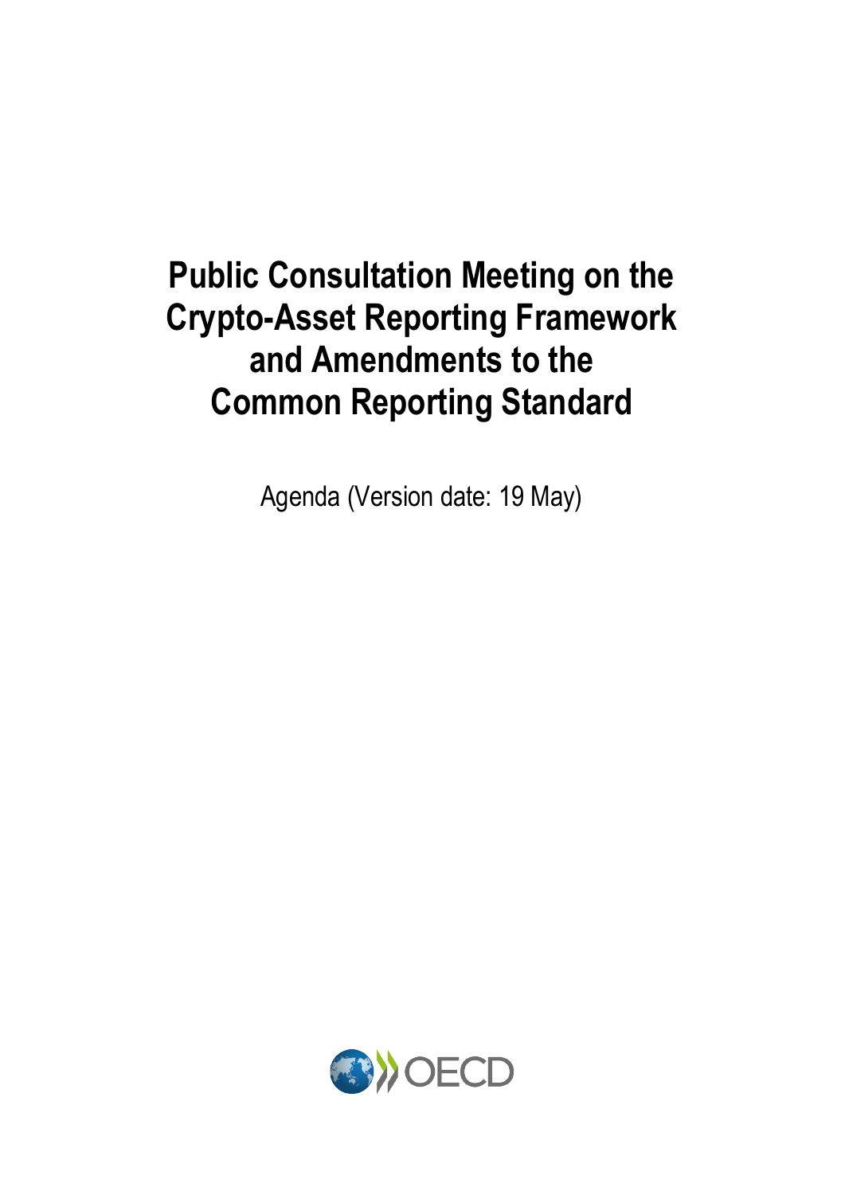# Public Consultation Meeting on the Crypto-Asset Reporting Framework and Amendments to the Common Reporting Standard

Agenda (Version date: 19 May)

OECD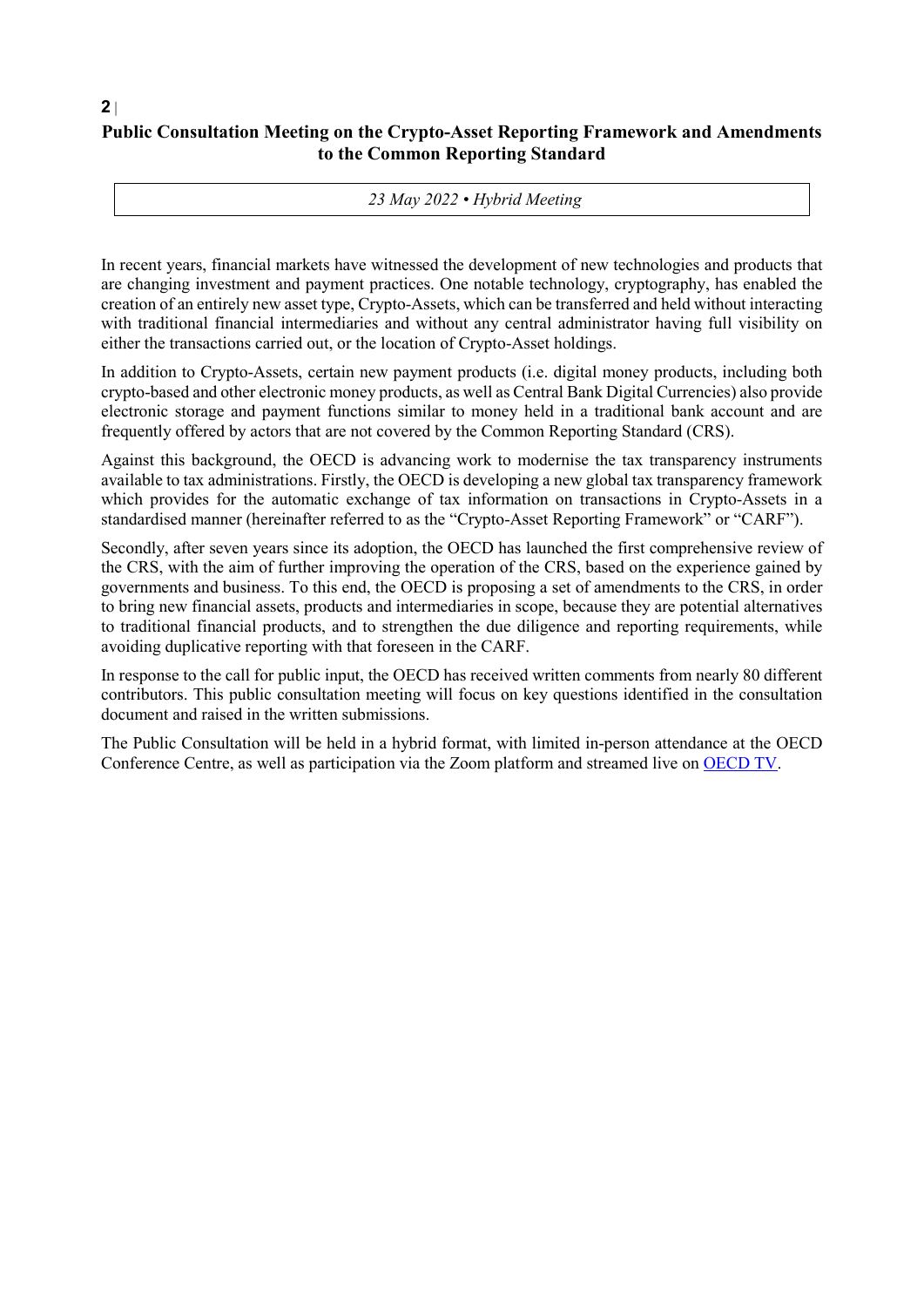# Public Consultation Meeting on the Crypto-Asset Reporting Framework and Amendments to the Common Reporting Standard

*23 May 2022 • Hybrid Meeting*

In recent years, financial markets have witnessed the development of new technologies and products that are changing investment and payment practices. One notable technology, cryptography, has enabled the creation of an entirely new asset type, Crypto-Assets, which can be transferred and held without interacting with traditional financial intermediaries and without any central administrator having full visibility on either the transactions carried out, or the location of Crypto-Asset holdings.

In addition to Crypto-Assets, certain new payment products (i.e. digital money products, including both crypto-based and other electronic money products, as well as Central Bank Digital Currencies) also provide electronic storage and payment functions similar to money held in a traditional bank account and are frequently offered by actors that are not covered by the Common Reporting Standard (CRS).

Against this background, the OECD is advancing work to modernise the tax transparency instruments available to tax administrations. Firstly, the OECD is developing a new global tax transparency framework which provides for the automatic exchange of tax information on transactions in Crypto-Assets in a standardised manner (hereinafter referred to as the "Crypto-Asset Reporting Framework" or "CARF").

Secondly, after seven years since its adoption, the OECD has launched the first comprehensive review of the CRS, with the aim of further improving the operation of the CRS, based on the experience gained by governments and business. To this end, the OECD is proposing a set of amendments to the CRS, in order to bring new financial assets, products and intermediaries in scope, because they are potential alternatives to traditional financial products, and to strengthen the due diligence and reporting requirements, while avoiding duplicative reporting with that foreseen in the CARF.

In response to the call for public input, the OECD has received written comments from nearly 80 different contributors. This public consultation meeting will focus on key questions identified in the consultation document and raised in the written submissions.

The Public Consultation will be held in a hybrid format, with limited in-person attendance at the OECD Conference Centre, as well as participation via the Zoom platform and streamed live on OECD TV.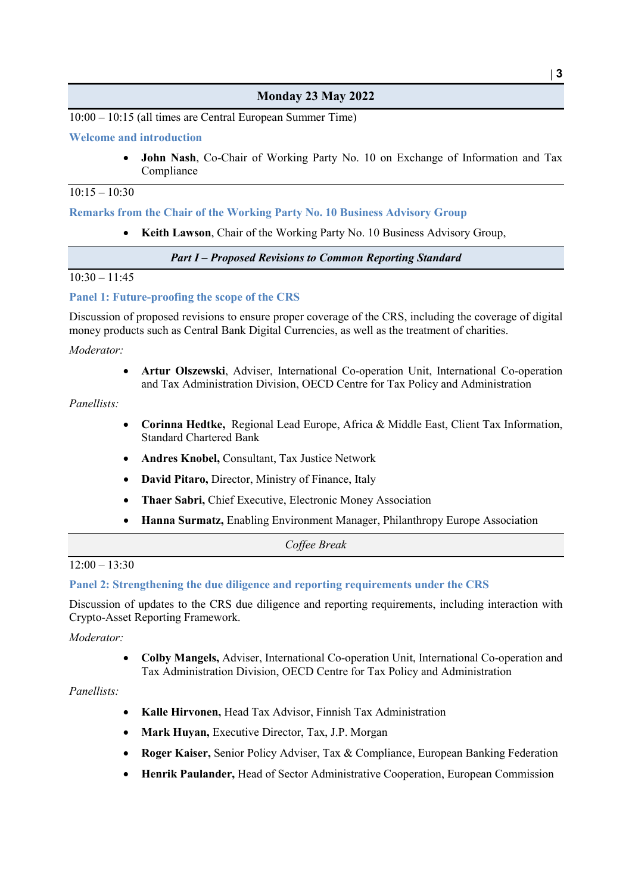## Monday 23 May 2022

10:00 – 10:15 (all times are Central European Summer Time)

### Welcome and introduction

- **John Nash**, Co-Chair of Working Party No. 10 on Exchange of Information and Tax Compliance

10:15 – 10:30

### Remarks from the Chair of the Working Party No. 10 Business Advisory Group

- **Keith Lawson**, Chair of the Working Party No. 10 Business Advisory Group,

## *Part I – Proposed Revisions to Common Reporting Standard*

10:30 – 11:45

### Panel 1: Future-proofing the scope of the CRS

Discussion of proposed revisions to ensure proper coverage of the CRS, including the coverage of digital money products such as Central Bank Digital Currencies, as well as the treatment of charities.

*Moderator:*

- **Artur Olszewski**, Adviser, International Co-operation Unit, International Co-operation and Tax Administration Division, OECD Centre for Tax Policy and Administration

*Panellists:*

- **Corinna Hedtke,** Regional Lead Europe, Africa & Middle East, Client Tax Information, Standard Chartered Bank
- **Andres Knobel,** Consultant, Tax Justice Network
- **David Pitaro,** Director, Ministry of Finance, Italy
- **Thaer Sabri,** Chief Executive, Electronic Money Association
- **Hanna Surmatz,** Enabling Environment Manager, Philanthropy Europe Association

*Coffee Break*

12:00 – 13:30

### Panel 2: Strengthening the due diligence and reporting requirements under the CRS

Discussion of updates to the CRS due diligence and reporting requirements, including interaction with Crypto-Asset Reporting Framework.

*Moderator:*

- **Colby Mangels,** Adviser, International Co-operation Unit, International Co-operation and Tax Administration Division, OECD Centre for Tax Policy and Administration

*Panellists:*

- **Kalle Hirvonen,** Head Tax Advisor, Finnish Tax Administration
- **Mark Huyan,** Executive Director, Tax, J.P. Morgan
- **Roger Kaiser,** Senior Policy Adviser, Tax & Compliance, European Banking Federation
- **Henrik Paulander,** Head of Sector Administrative Cooperation, European Commission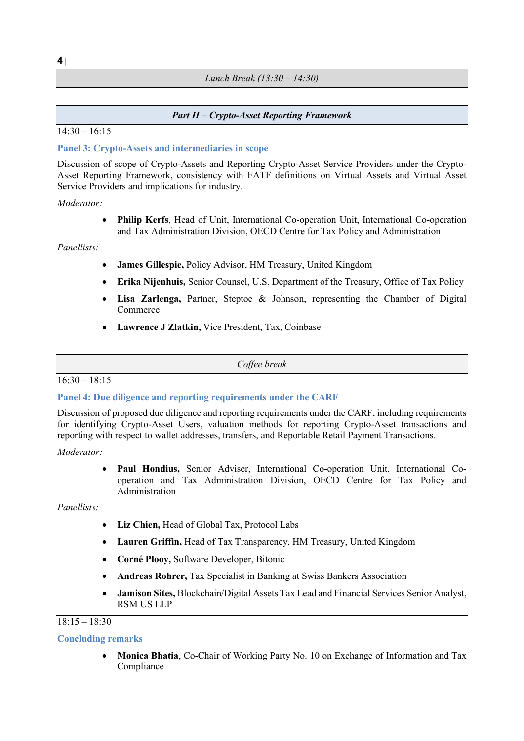*Lunch Break (13:30 – 14:30)*

## *Part II – Crypto-Asset Reporting Framework*

14:30 – 16:15

### Panel 3: Crypto-Assets and intermediaries in scope

Discussion of scope of Crypto-Assets and Reporting Crypto-Asset Service Providers under the Crypto-Asset Reporting Framework, consistency with FATF definitions on Virtual Assets and Virtual Asset Service Providers and implications for industry.

*Moderator:*

- **Philip Kerfs**, Head of Unit, International Co-operation Unit, International Co-operation and Tax Administration Division, OECD Centre for Tax Policy and Administration

*Panellists:*

- **James Gillespie,** Policy Advisor, HM Treasury, United Kingdom
- **Erika Nijenhuis,** Senior Counsel, U.S. Department of the Treasury, Office of Tax Policy
- **Lisa Zarlenga,** Partner, Steptoe & Johnson, representing the Chamber of Digital Commerce
- **Lawrence J Zlatkin,** Vice President, Tax, Coinbase

*Coffee break*

16:30 – 18:15

### Panel 4: Due diligence and reporting requirements under the CARF

Discussion of proposed due diligence and reporting requirements under the CARF, including requirements for identifying Crypto-Asset Users, valuation methods for reporting Crypto-Asset transactions and reporting with respect to wallet addresses, transfers, and Reportable Retail Payment Transactions.

*Moderator:*

- **Paul Hondius,** Senior Adviser, International Co-operation Unit, International Co-operation and Tax Administration Division, OECD Centre for Tax Policy and Administration

*Panellists:*

- **Liz Chien,** Head of Global Tax, Protocol Labs
- **Lauren Griffin,** Head of Tax Transparency, HM Treasury, United Kingdom
- **Corné Plooy,** Software Developer, Bitonic
- **Andreas Rohrer,** Tax Specialist in Banking at Swiss Bankers Association
- **Jamison Sites,** Blockchain/Digital Assets Tax Lead and Financial Services Senior Analyst, RSM US LLP

18:15 – 18:30

### Concluding remarks

- **Monica Bhatia**, Co-Chair of Working Party No. 10 on Exchange of Information and Tax Compliance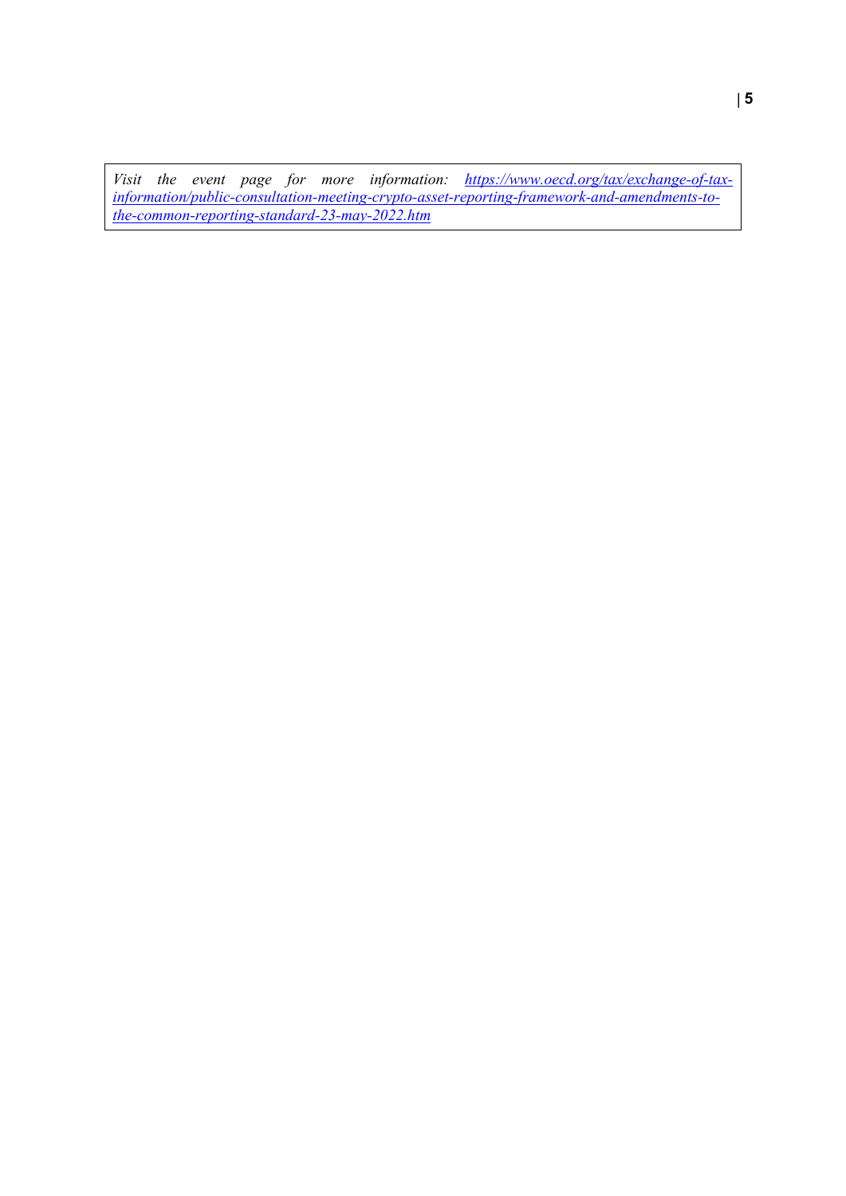*Visit the event page for more information: [https://www.oecd.org/tax/exchange-of-tax-information/public-consultation-meeting-crypto-asset-reporting-framework-and-amendments-to-the-common-reporting-standard-23-may-2022.htm](https://www.oecd.org/tax/exchange-of-tax-information/public-consultation-meeting-crypto-asset-reporting-framework-and-amendments-to-the-common-reporting-standard-23-may-2022.htm)*